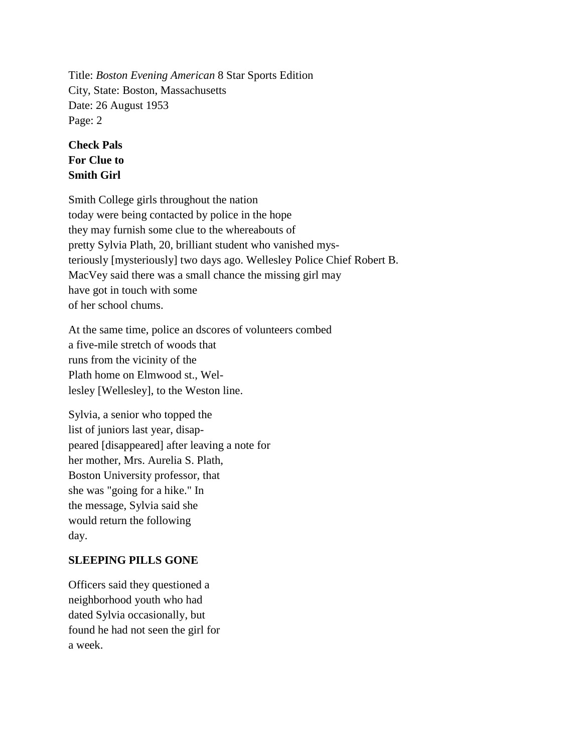Title: *Boston Evening American* 8 Star Sports Edition
City, State: Boston, Massachusetts
Date: 26 August 1953
Page: 2

**Check Pals**
**For Clue to**
**Smith Girl**

Smith College girls throughout the nation today were being contacted by police in the hope they may furnish some clue to the whereabouts of pretty Sylvia Plath, 20, brilliant student who vanished mysteriously [mysteriously] two days ago. Wellesley Police Chief Robert B. MacVey said there was a small chance the missing girl may have got in touch with some of her school chums.

At the same time, police an dscores of volunteers combed a five-mile stretch of woods that runs from the vicinity of the Plath home on Elmwood st., Wellesley [Wellesley], to the Weston line.

Sylvia, a senior who topped the list of juniors last year, disappeared [disappeared] after leaving a note for her mother, Mrs. Aurelia S. Plath, Boston University professor, that she was "going for a hike." In the message, Sylvia said she would return the following day.

**SLEEPING PILLS GONE**

Officers said they questioned a neighborhood youth who had dated Sylvia occasionally, but found he had not seen the girl for a week.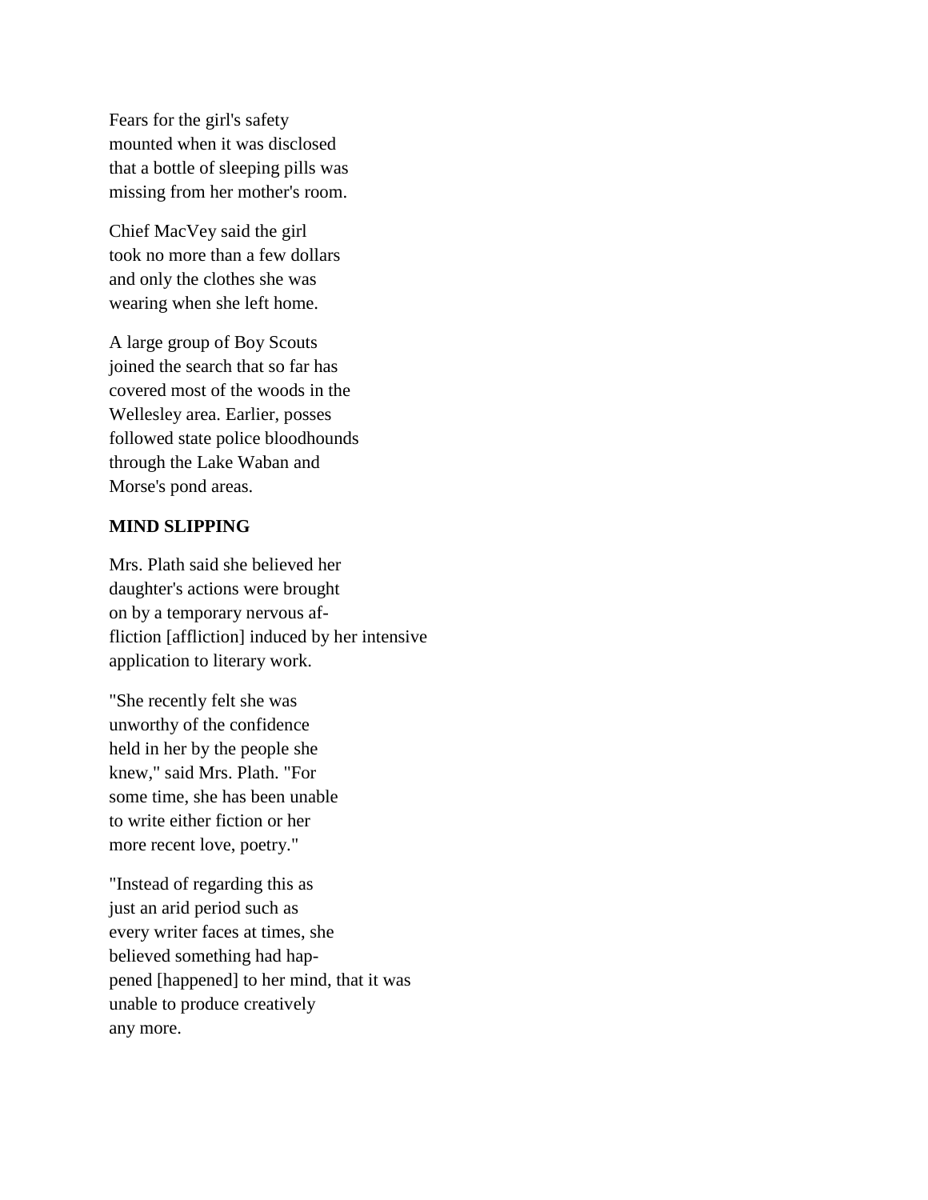Fears for the girl's safety mounted when it was disclosed that a bottle of sleeping pills was missing from her mother's room.

Chief MacVey said the girl took no more than a few dollars and only the clothes she was wearing when she left home.

A large group of Boy Scouts joined the search that so far has covered most of the woods in the Wellesley area. Earlier, posses followed state police bloodhounds through the Lake Waban and Morse's pond areas.

**MIND SLIPPING**

Mrs. Plath said she believed her daughter's actions were brought on by a temporary nervous af-fliction [affliction] induced by her intensive application to literary work.

"She recently felt she was unworthy of the confidence held in her by the people she knew," said Mrs. Plath. "For some time, she has been unable to write either fiction or her more recent love, poetry."

"Instead of regarding this as just an arid period such as every writer faces at times, she believed something had hap-pened [happened] to her mind, that it was unable to produce creatively any more.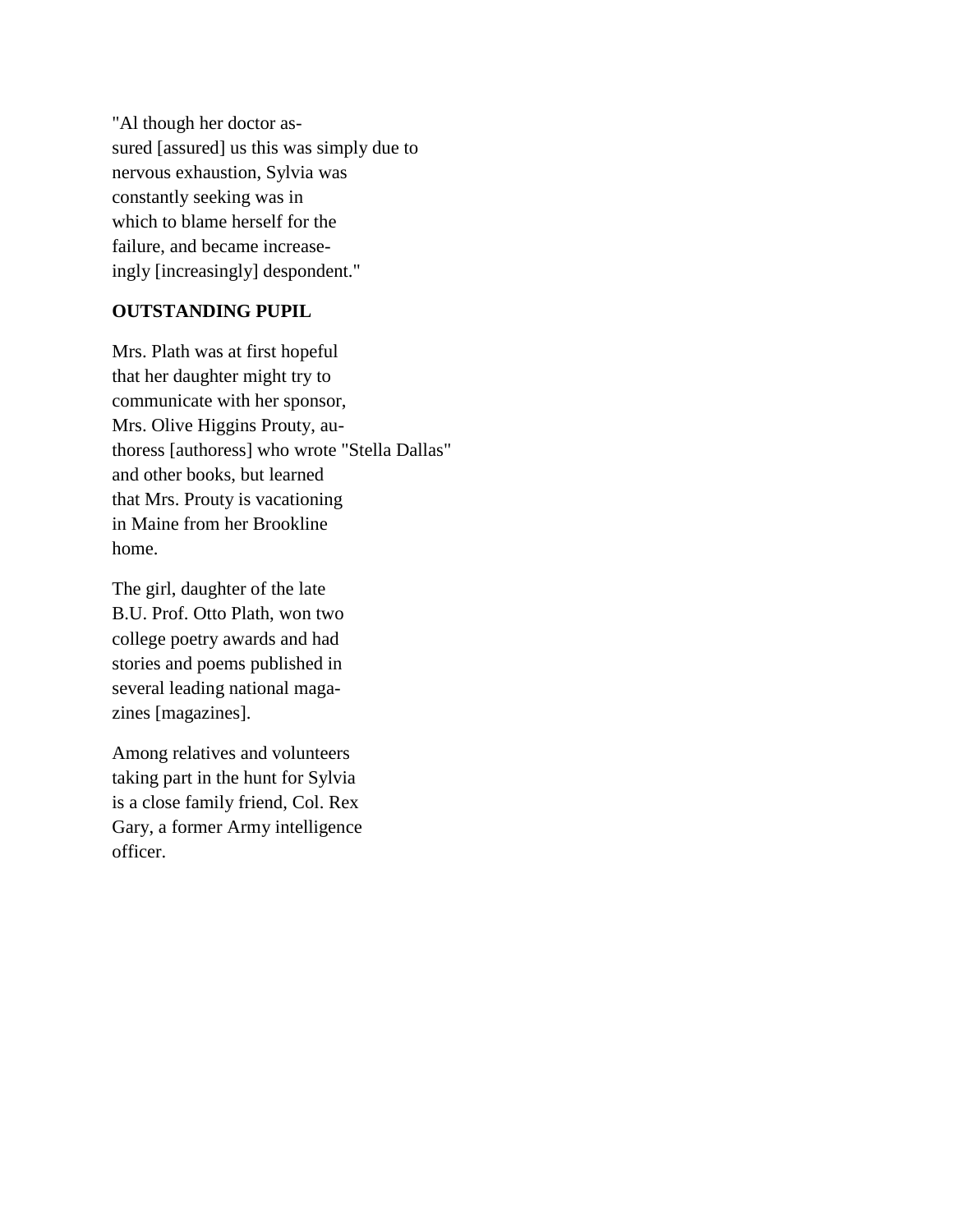"Al though her doctor as-
sured [assured] us this was simply due to
nervous exhaustion, Sylvia was
constantly seeking was in
which to blame herself for the
failure, and became increase-
ingly [increasingly] despondent."

**OUTSTANDING PUPIL**

Mrs. Plath was at first hopeful
that her daughter might try to
communicate with her sponsor,
Mrs. Olive Higgins Prouty, au-
thoress [authoress] who wrote "Stella Dallas"
and other books, but learned
that Mrs. Prouty is vacationing
in Maine from her Brookline
home.

The girl, daughter of the late
B.U. Prof. Otto Plath, won two
college poetry awards and had
stories and poems published in
several leading national maga-
zines [magazines].

Among relatives and volunteers
taking part in the hunt for Sylvia
is a close family friend, Col. Rex
Gary, a former Army intelligence
officer.